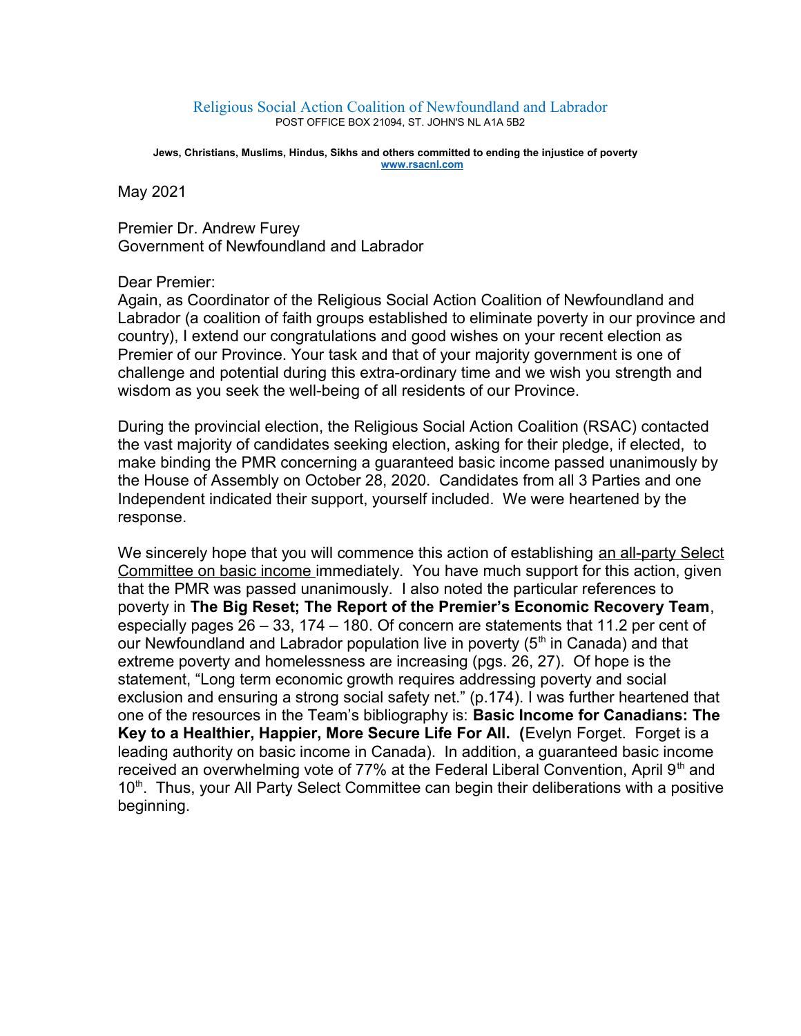Religious Social Action Coalition of Newfoundland and Labrador
POST OFFICE BOX 21094, ST. JOHN'S NL A1A 5B2

**Jews, Christians, Muslims, Hindus, Sikhs and others committed to ending the injustice of poverty**
**www.rsacnl.com**

May 2021

Premier Dr. Andrew Furey
Government of Newfoundland and Labrador

Dear Premier:

Again, as Coordinator of the Religious Social Action Coalition of Newfoundland and Labrador (a coalition of faith groups established to eliminate poverty in our province and country), I extend our congratulations and good wishes on your recent election as Premier of our Province. Your task and that of your majority government is one of challenge and potential during this extra-ordinary time and we wish you strength and wisdom as you seek the well-being of all residents of our Province.

During the provincial election, the Religious Social Action Coalition (RSAC) contacted the vast majority of candidates seeking election, asking for their pledge, if elected, to make binding the PMR concerning a guaranteed basic income passed unanimously by the House of Assembly on October 28, 2020. Candidates from all 3 Parties and one Independent indicated their support, yourself included. We were heartened by the response.

We sincerely hope that you will commence this action of establishing <u>an all-party Select Committee on basic income</u> immediately. You have much support for this action, given that the PMR was passed unanimously. I also noted the particular references to poverty in **The Big Reset; The Report of the Premier's Economic Recovery Team**, especially pages 26 – 33, 174 – 180. Of concern are statements that 11.2 per cent of our Newfoundland and Labrador population live in poverty (5th in Canada) and that extreme poverty and homelessness are increasing (pgs. 26, 27). Of hope is the statement, "Long term economic growth requires addressing poverty and social exclusion and ensuring a strong social safety net." (p.174). I was further heartened that one of the resources in the Team's bibliography is: **Basic Income for Canadians: The Key to a Healthier, Happier, More Secure Life For All. (**Evelyn Forget. Forget is a leading authority on basic income in Canada). In addition, a guaranteed basic income received an overwhelming vote of 77% at the Federal Liberal Convention, April 9th and 10th. Thus, your All Party Select Committee can begin their deliberations with a positive beginning.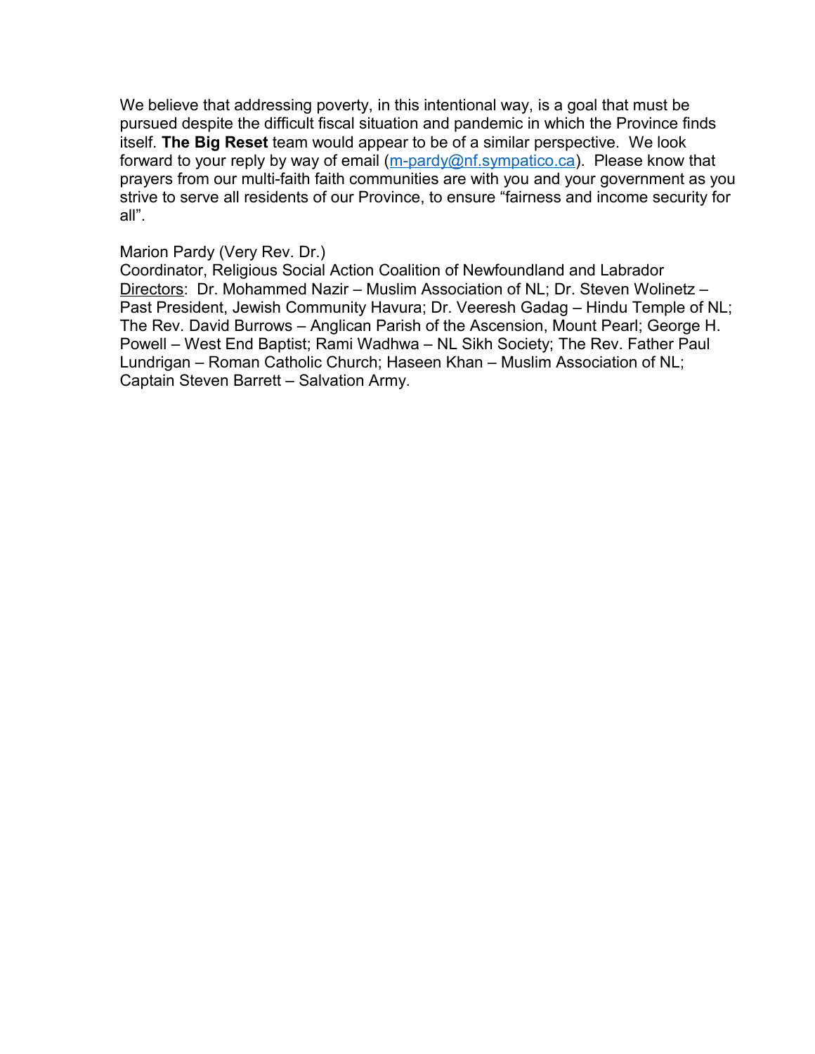We believe that addressing poverty, in this intentional way, is a goal that must be pursued despite the difficult fiscal situation and pandemic in which the Province finds itself. **The Big Reset** team would appear to be of a similar perspective. We look forward to your reply by way of email (m-pardy@nf.sympatico.ca). Please know that prayers from our multi-faith faith communities are with you and your government as you strive to serve all residents of our Province, to ensure "fairness and income security for all".

Marion Pardy (Very Rev. Dr.)
Coordinator, Religious Social Action Coalition of Newfoundland and Labrador
<u>Directors</u>: Dr. Mohammed Nazir – Muslim Association of NL; Dr. Steven Wolinetz – Past President, Jewish Community Havura; Dr. Veeresh Gadag – Hindu Temple of NL; The Rev. David Burrows – Anglican Parish of the Ascension, Mount Pearl; George H. Powell – West End Baptist; Rami Wadhwa – NL Sikh Society; The Rev. Father Paul Lundrigan – Roman Catholic Church; Haseen Khan – Muslim Association of NL; Captain Steven Barrett – Salvation Army.